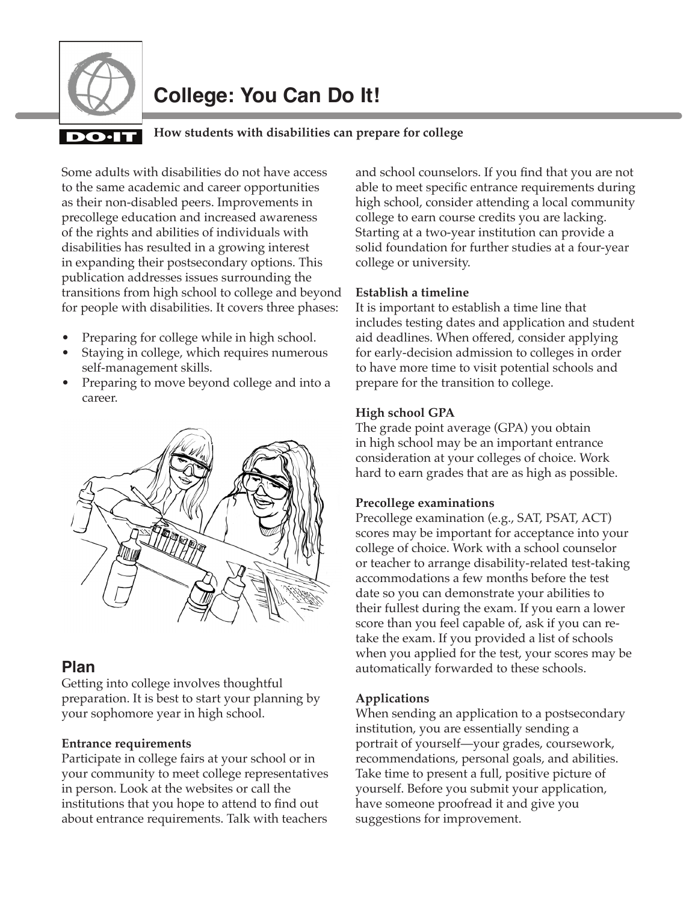# College: You Can Do It!

**How students with disabilities can prepare for college**

Some adults with disabilities do not have access to the same academic and career opportunities as their non-disabled peers. Improvements in precollege education and increased awareness of the rights and abilities of individuals with disabilities has resulted in a growing interest in expanding their postsecondary options. This publication addresses issues surrounding the transitions from high school to college and beyond for people with disabilities. It covers three phases:

- Preparing for college while in high school.
- Staying in college, which requires numerous self-management skills.
- Preparing to move beyond college and into a career.

## Plan

Getting into college involves thoughtful preparation. It is best to start your planning by your sophomore year in high school.

**Entrance requirements**
Participate in college fairs at your school or in your community to meet college representatives in person. Look at the websites or call the institutions that you hope to attend to find out about entrance requirements. Talk with teachers and school counselors. If you find that you are not able to meet specific entrance requirements during high school, consider attending a local community college to earn course credits you are lacking. Starting at a two-year institution can provide a solid foundation for further studies at a four-year college or university.

**Establish a timeline**
It is important to establish a time line that includes testing dates and application and student aid deadlines. When offered, consider applying for early-decision admission to colleges in order to have more time to visit potential schools and prepare for the transition to college.

**High school GPA**
The grade point average (GPA) you obtain in high school may be an important entrance consideration at your colleges of choice. Work hard to earn grades that are as high as possible.

**Precollege examinations**
Precollege examination (e.g., SAT, PSAT, ACT) scores may be important for acceptance into your college of choice. Work with a school counselor or teacher to arrange disability-related test-taking accommodations a few months before the test date so you can demonstrate your abilities to their fullest during the exam. If you earn a lower score than you feel capable of, ask if you can re-take the exam. If you provided a list of schools when you applied for the test, your scores may be automatically forwarded to these schools.

**Applications**
When sending an application to a postsecondary institution, you are essentially sending a portrait of yourself—your grades, coursework, recommendations, personal goals, and abilities. Take time to present a full, positive picture of yourself. Before you submit your application, have someone proofread it and give you suggestions for improvement.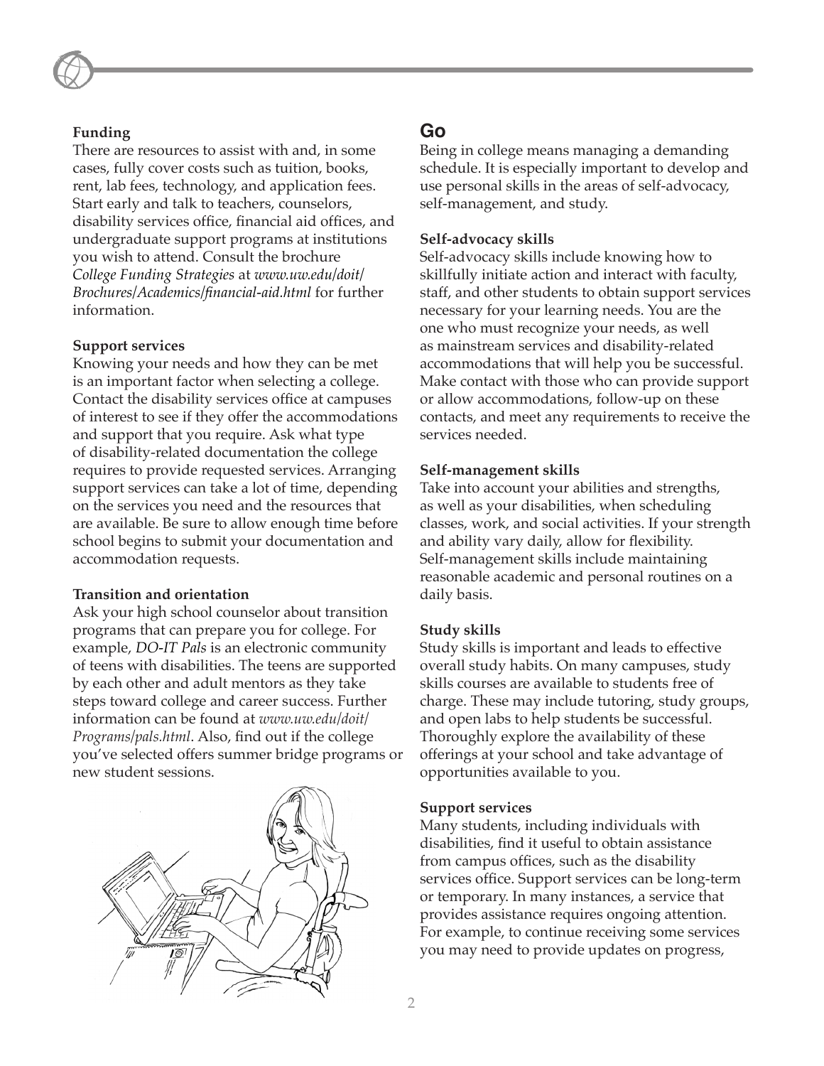**Funding**

There are resources to assist with and, in some cases, fully cover costs such as tuition, books, rent, lab fees, technology, and application fees. Start early and talk to teachers, counselors, disability services office, financial aid offices, and undergraduate support programs at institutions you wish to attend. Consult the brochure *College Funding Strategies* at *www.uw.edu/doit/Brochures/Academics/financial-aid.html* for further information.

**Support services**

Knowing your needs and how they can be met is an important factor when selecting a college. Contact the disability services office at campuses of interest to see if they offer the accommodations and support that you require. Ask what type of disability-related documentation the college requires to provide requested services. Arranging support services can take a lot of time, depending on the services you need and the resources that are available. Be sure to allow enough time before school begins to submit your documentation and accommodation requests.

**Transition and orientation**

Ask your high school counselor about transition programs that can prepare you for college. For example, *DO-IT Pals* is an electronic community of teens with disabilities. The teens are supported by each other and adult mentors as they take steps toward college and career success. Further information can be found at *www.uw.edu/doit/Programs/pals.html*. Also, find out if the college you've selected offers summer bridge programs or new student sessions.

## Go

Being in college means managing a demanding schedule. It is especially important to develop and use personal skills in the areas of self-advocacy, self-management, and study.

**Self-advocacy skills**

Self-advocacy skills include knowing how to skillfully initiate action and interact with faculty, staff, and other students to obtain support services necessary for your learning needs. You are the one who must recognize your needs, as well as mainstream services and disability-related accommodations that will help you be successful. Make contact with those who can provide support or allow accommodations, follow-up on these contacts, and meet any requirements to receive the services needed.

**Self-management skills**

Take into account your abilities and strengths, as well as your disabilities, when scheduling classes, work, and social activities. If your strength and ability vary daily, allow for flexibility. Self-management skills include maintaining reasonable academic and personal routines on a daily basis.

**Study skills**

Study skills is important and leads to effective overall study habits. On many campuses, study skills courses are available to students free of charge. These may include tutoring, study groups, and open labs to help students be successful. Thoroughly explore the availability of these offerings at your school and take advantage of opportunities available to you.

**Support services**

Many students, including individuals with disabilities, find it useful to obtain assistance from campus offices, such as the disability services office. Support services can be long-term or temporary. In many instances, a service that provides assistance requires ongoing attention. For example, to continue receiving some services you may need to provide updates on progress,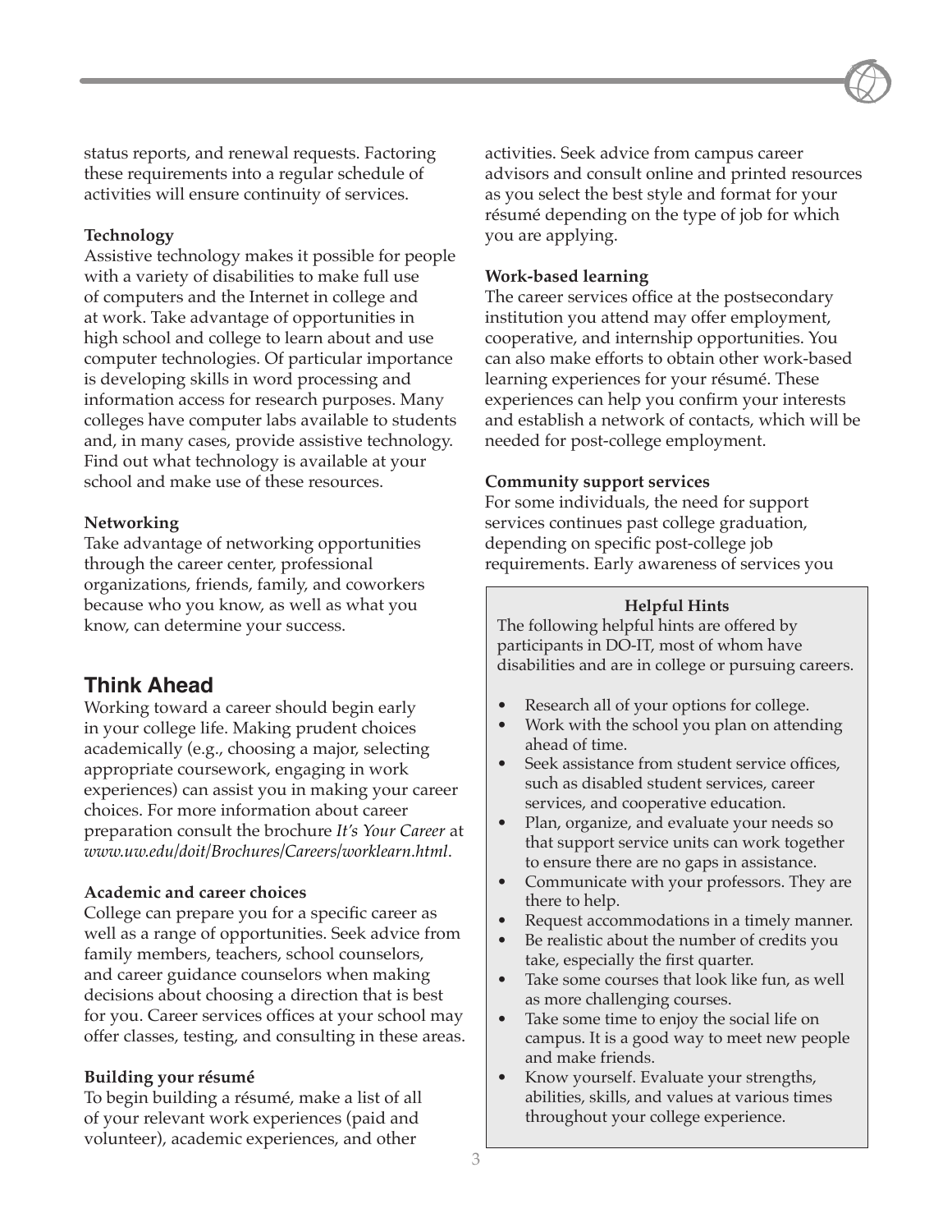status reports, and renewal requests. Factoring these requirements into a regular schedule of activities will ensure continuity of services.

**Technology**

Assistive technology makes it possible for people with a variety of disabilities to make full use of computers and the Internet in college and at work. Take advantage of opportunities in high school and college to learn about and use computer technologies. Of particular importance is developing skills in word processing and information access for research purposes. Many colleges have computer labs available to students and, in many cases, provide assistive technology. Find out what technology is available at your school and make use of these resources.

**Networking**

Take advantage of networking opportunities through the career center, professional organizations, friends, family, and coworkers because who you know, as well as what you know, can determine your success.

## Think Ahead

Working toward a career should begin early in your college life. Making prudent choices academically (e.g., choosing a major, selecting appropriate coursework, engaging in work experiences) can assist you in making your career choices. For more information about career preparation consult the brochure *It's Your Career* at *www.uw.edu/doit/Brochures/Careers/worklearn.html*.

**Academic and career choices**

College can prepare you for a specific career as well as a range of opportunities. Seek advice from family members, teachers, school counselors, and career guidance counselors when making decisions about choosing a direction that is best for you. Career services offices at your school may offer classes, testing, and consulting in these areas.

**Building your résumé**

To begin building a résumé, make a list of all of your relevant work experiences (paid and volunteer), academic experiences, and other activities. Seek advice from campus career advisors and consult online and printed resources as you select the best style and format for your résumé depending on the type of job for which you are applying.

**Work-based learning**

The career services office at the postsecondary institution you attend may offer employment, cooperative, and internship opportunities. You can also make efforts to obtain other work-based learning experiences for your résumé. These experiences can help you confirm your interests and establish a network of contacts, which will be needed for post-college employment.

**Community support services**

For some individuals, the need for support services continues past college graduation, depending on specific post-college job requirements. Early awareness of services you

**Helpful Hints**

The following helpful hints are offered by participants in DO-IT, most of whom have disabilities and are in college or pursuing careers.

- Research all of your options for college.
- Work with the school you plan on attending ahead of time.
- Seek assistance from student service offices, such as disabled student services, career services, and cooperative education.
- Plan, organize, and evaluate your needs so that support service units can work together to ensure there are no gaps in assistance.
- Communicate with your professors. They are there to help.
- Request accommodations in a timely manner.
- Be realistic about the number of credits you take, especially the first quarter.
- Take some courses that look like fun, as well as more challenging courses.
- Take some time to enjoy the social life on campus. It is a good way to meet new people and make friends.
- Know yourself. Evaluate your strengths, abilities, skills, and values at various times throughout your college experience.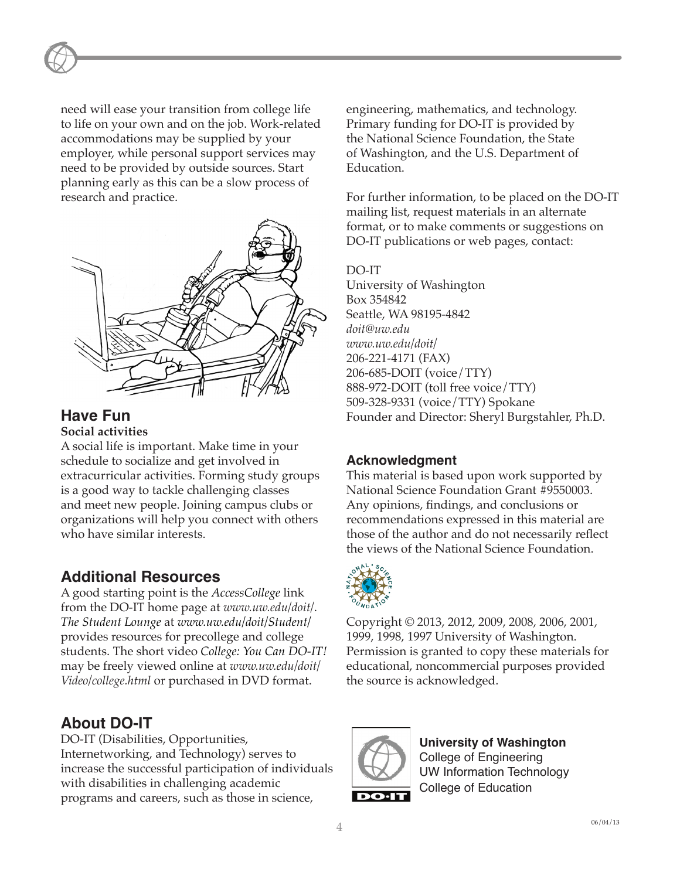need will ease your transition from college life to life on your own and on the job. Work-related accommodations may be supplied by your employer, while personal support services may need to be provided by outside sources. Start planning early as this can be a slow process of research and practice.

## Have Fun

**Social activities**

A social life is important. Make time in your schedule to socialize and get involved in extracurricular activities. Forming study groups is a good way to tackle challenging classes and meet new people. Joining campus clubs or organizations will help you connect with others who have similar interests.

## Additional Resources

A good starting point is the *AccessCollege* link from the DO-IT home page at *www.uw.edu/doit/*. *The Student Lounge* at *www.uw.edu/doit/Student/* provides resources for precollege and college students. The short video *College: You Can DO-IT!* may be freely viewed online at *www.uw.edu/doit/Video/college.html* or purchased in DVD format.

## About DO-IT

DO-IT (Disabilities, Opportunities, Internetworking, and Technology) serves to increase the successful participation of individuals with disabilities in challenging academic programs and careers, such as those in science, engineering, mathematics, and technology. Primary funding for DO-IT is provided by the National Science Foundation, the State of Washington, and the U.S. Department of Education.

For further information, to be placed on the DO-IT mailing list, request materials in an alternate format, or to make comments or suggestions on DO-IT publications or web pages, contact:

DO-IT
University of Washington
Box 354842
Seattle, WA 98195-4842
*doit@uw.edu*
*www.uw.edu/doit/*
206-221-4171 (FAX)
206-685-DOIT (voice/TTY)
888-972-DOIT (toll free voice/TTY)
509-328-9331 (voice/TTY) Spokane
Founder and Director: Sheryl Burgstahler, Ph.D.

### Acknowledgment

This material is based upon work supported by National Science Foundation Grant #9550003. Any opinions, findings, and conclusions or recommendations expressed in this material are those of the author and do not necessarily reflect the views of the National Science Foundation.

Copyright © 2013, 2012, 2009, 2008, 2006, 2001, 1999, 1998, 1997 University of Washington. Permission is granted to copy these materials for educational, noncommercial purposes provided the source is acknowledged.

**University of Washington**
College of Engineering
UW Information Technology
College of Education

06/04/13